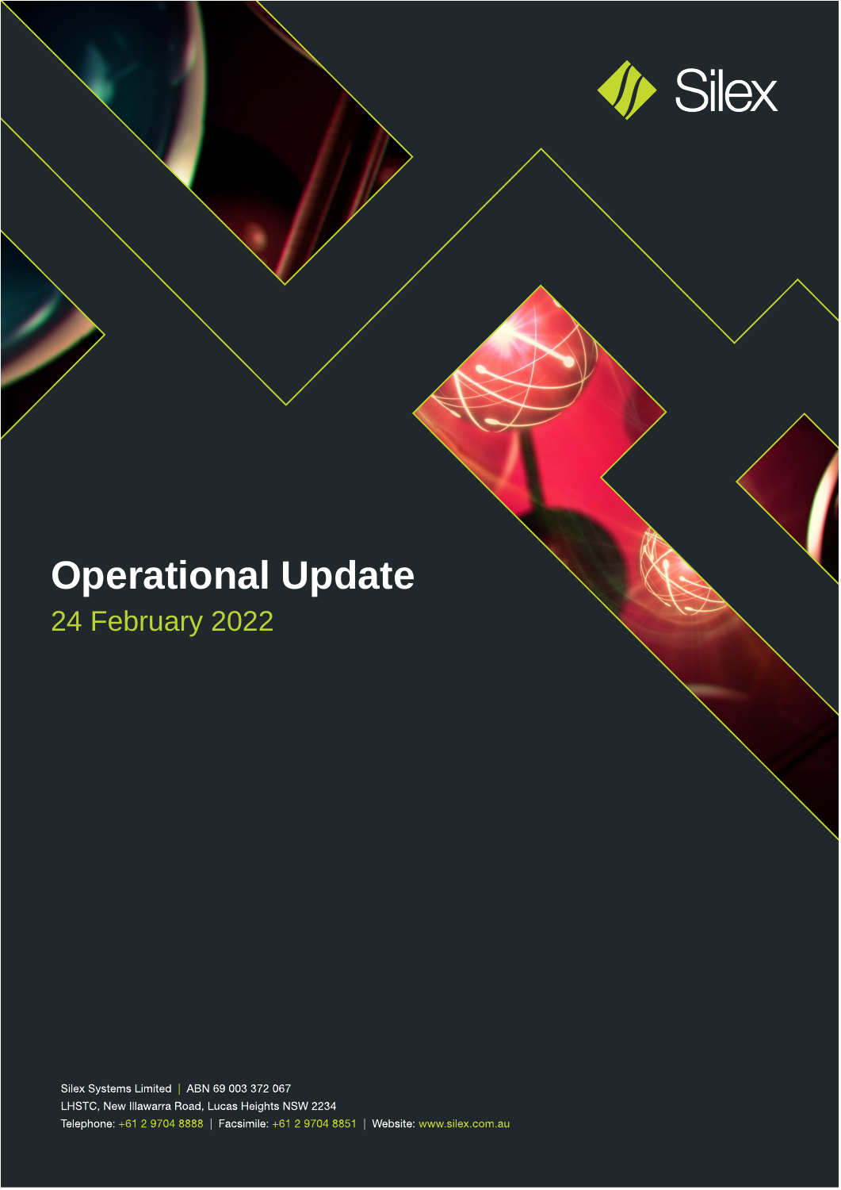Silex

# Operational Update

24 February 2022

Silex Systems Limited | ABN 69 003 372 067
LHSTC, New Illawarra Road, Lucas Heights NSW 2234
Telephone: +61 2 9704 8888 | Facsimile: +61 2 9704 8851 | Website: www.silex.com.au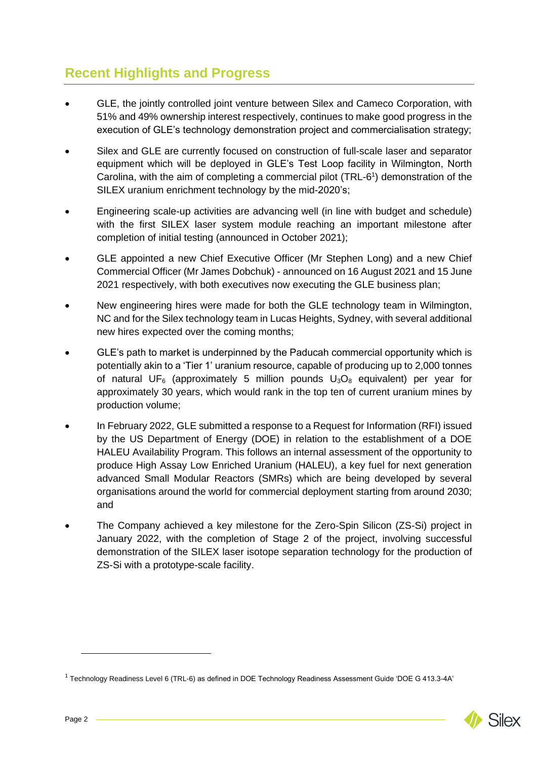## Recent Highlights and Progress

- GLE, the jointly controlled joint venture between Silex and Cameco Corporation, with 51% and 49% ownership interest respectively, continues to make good progress in the execution of GLE's technology demonstration project and commercialisation strategy;
- Silex and GLE are currently focused on construction of full-scale laser and separator equipment which will be deployed in GLE's Test Loop facility in Wilmington, North Carolina, with the aim of completing a commercial pilot (TRL-6[1]) demonstration of the SILEX uranium enrichment technology by the mid-2020's;
- Engineering scale-up activities are advancing well (in line with budget and schedule) with the first SILEX laser system module reaching an important milestone after completion of initial testing (announced in October 2021);
- GLE appointed a new Chief Executive Officer (Mr Stephen Long) and a new Chief Commercial Officer (Mr James Dobchuk) - announced on 16 August 2021 and 15 June 2021 respectively, with both executives now executing the GLE business plan;
- New engineering hires were made for both the GLE technology team in Wilmington, NC and for the Silex technology team in Lucas Heights, Sydney, with several additional new hires expected over the coming months;
- GLE's path to market is underpinned by the Paducah commercial opportunity which is potentially akin to a 'Tier 1' uranium resource, capable of producing up to 2,000 tonnes of natural $UF_6$ (approximately 5 million pounds $U_3O_8$ equivalent) per year for approximately 30 years, which would rank in the top ten of current uranium mines by production volume;
- In February 2022, GLE submitted a response to a Request for Information (RFI) issued by the US Department of Energy (DOE) in relation to the establishment of a DOE HALEU Availability Program. This follows an internal assessment of the opportunity to produce High Assay Low Enriched Uranium (HALEU), a key fuel for next generation advanced Small Modular Reactors (SMRs) which are being developed by several organisations around the world for commercial deployment starting from around 2030; and
- The Company achieved a key milestone for the Zero-Spin Silicon (ZS-Si) project in January 2022, with the completion of Stage 2 of the project, involving successful demonstration of the SILEX laser isotope separation technology for the production of ZS-Si with a prototype-scale facility.

---

[1] Technology Readiness Level 6 (TRL-6) as defined in DOE Technology Readiness Assessment Guide 'DOE G 413.3-4A'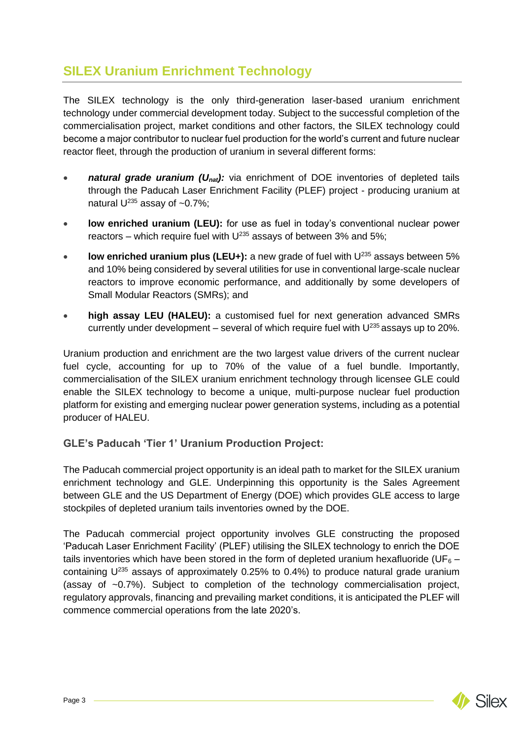## SILEX Uranium Enrichment Technology

The SILEX technology is the only third-generation laser-based uranium enrichment technology under commercial development today. Subject to the successful completion of the commercialisation project, market conditions and other factors, the SILEX technology could become a major contributor to nuclear fuel production for the world's current and future nuclear reactor fleet, through the production of uranium in several different forms:

- ***natural grade uranium ($U_{nat}$):*** via enrichment of DOE inventories of depleted tails through the Paducah Laser Enrichment Facility (PLEF) project - producing uranium at natural $U^{235}$ assay of ~0.7%;
- **low enriched uranium (LEU):** for use as fuel in today's conventional nuclear power reactors – which require fuel with $U^{235}$ assays of between 3% and 5%;
- **low enriched uranium plus (LEU+):** a new grade of fuel with $U^{235}$ assays between 5% and 10% being considered by several utilities for use in conventional large-scale nuclear reactors to improve economic performance, and additionally by some developers of Small Modular Reactors (SMRs); and
- **high assay LEU (HALEU):** a customised fuel for next generation advanced SMRs currently under development – several of which require fuel with $U^{235}$ assays up to 20%.

Uranium production and enrichment are the two largest value drivers of the current nuclear fuel cycle, accounting for up to 70% of the value of a fuel bundle. Importantly, commercialisation of the SILEX uranium enrichment technology through licensee GLE could enable the SILEX technology to become a unique, multi-purpose nuclear fuel production platform for existing and emerging nuclear power generation systems, including as a potential producer of HALEU.

### GLE's Paducah 'Tier 1' Uranium Production Project:

The Paducah commercial project opportunity is an ideal path to market for the SILEX uranium enrichment technology and GLE. Underpinning this opportunity is the Sales Agreement between GLE and the US Department of Energy (DOE) which provides GLE access to large stockpiles of depleted uranium tails inventories owned by the DOE.

The Paducah commercial project opportunity involves GLE constructing the proposed 'Paducah Laser Enrichment Facility' (PLEF) utilising the SILEX technology to enrich the DOE tails inventories which have been stored in the form of depleted uranium hexafluoride ($UF_6$ – containing $U^{235}$ assays of approximately 0.25% to 0.4%) to produce natural grade uranium (assay of ~0.7%). Subject to completion of the technology commercialisation project, regulatory approvals, financing and prevailing market conditions, it is anticipated the PLEF will commence commercial operations from the late 2020's.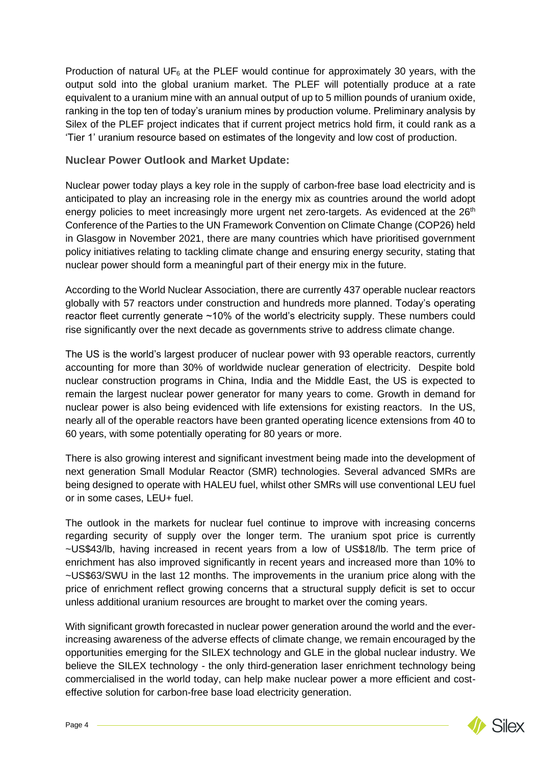Production of natural $UF_6$ at the PLEF would continue for approximately 30 years, with the output sold into the global uranium market. The PLEF will potentially produce at a rate equivalent to a uranium mine with an annual output of up to 5 million pounds of uranium oxide, ranking in the top ten of today's uranium mines by production volume. Preliminary analysis by Silex of the PLEF project indicates that if current project metrics hold firm, it could rank as a 'Tier 1' uranium resource based on estimates of the longevity and low cost of production.

### Nuclear Power Outlook and Market Update:

Nuclear power today plays a key role in the supply of carbon-free base load electricity and is anticipated to play an increasing role in the energy mix as countries around the world adopt energy policies to meet increasingly more urgent net zero-targets. As evidenced at the 26th Conference of the Parties to the UN Framework Convention on Climate Change (COP26) held in Glasgow in November 2021, there are many countries which have prioritised government policy initiatives relating to tackling climate change and ensuring energy security, stating that nuclear power should form a meaningful part of their energy mix in the future.

According to the World Nuclear Association, there are currently 437 operable nuclear reactors globally with 57 reactors under construction and hundreds more planned. Today's operating reactor fleet currently generate ~10% of the world's electricity supply. These numbers could rise significantly over the next decade as governments strive to address climate change.

The US is the world's largest producer of nuclear power with 93 operable reactors, currently accounting for more than 30% of worldwide nuclear generation of electricity. Despite bold nuclear construction programs in China, India and the Middle East, the US is expected to remain the largest nuclear power generator for many years to come. Growth in demand for nuclear power is also being evidenced with life extensions for existing reactors. In the US, nearly all of the operable reactors have been granted operating licence extensions from 40 to 60 years, with some potentially operating for 80 years or more.

There is also growing interest and significant investment being made into the development of next generation Small Modular Reactor (SMR) technologies. Several advanced SMRs are being designed to operate with HALEU fuel, whilst other SMRs will use conventional LEU fuel or in some cases, LEU+ fuel.

The outlook in the markets for nuclear fuel continue to improve with increasing concerns regarding security of supply over the longer term. The uranium spot price is currently ~US$43/lb, having increased in recent years from a low of US$18/lb. The term price of enrichment has also improved significantly in recent years and increased more than 10% to ~US$63/SWU in the last 12 months. The improvements in the uranium price along with the price of enrichment reflect growing concerns that a structural supply deficit is set to occur unless additional uranium resources are brought to market over the coming years.

With significant growth forecasted in nuclear power generation around the world and the ever-increasing awareness of the adverse effects of climate change, we remain encouraged by the opportunities emerging for the SILEX technology and GLE in the global nuclear industry. We believe the SILEX technology - the only third-generation laser enrichment technology being commercialised in the world today, can help make nuclear power a more efficient and cost-effective solution for carbon-free base load electricity generation.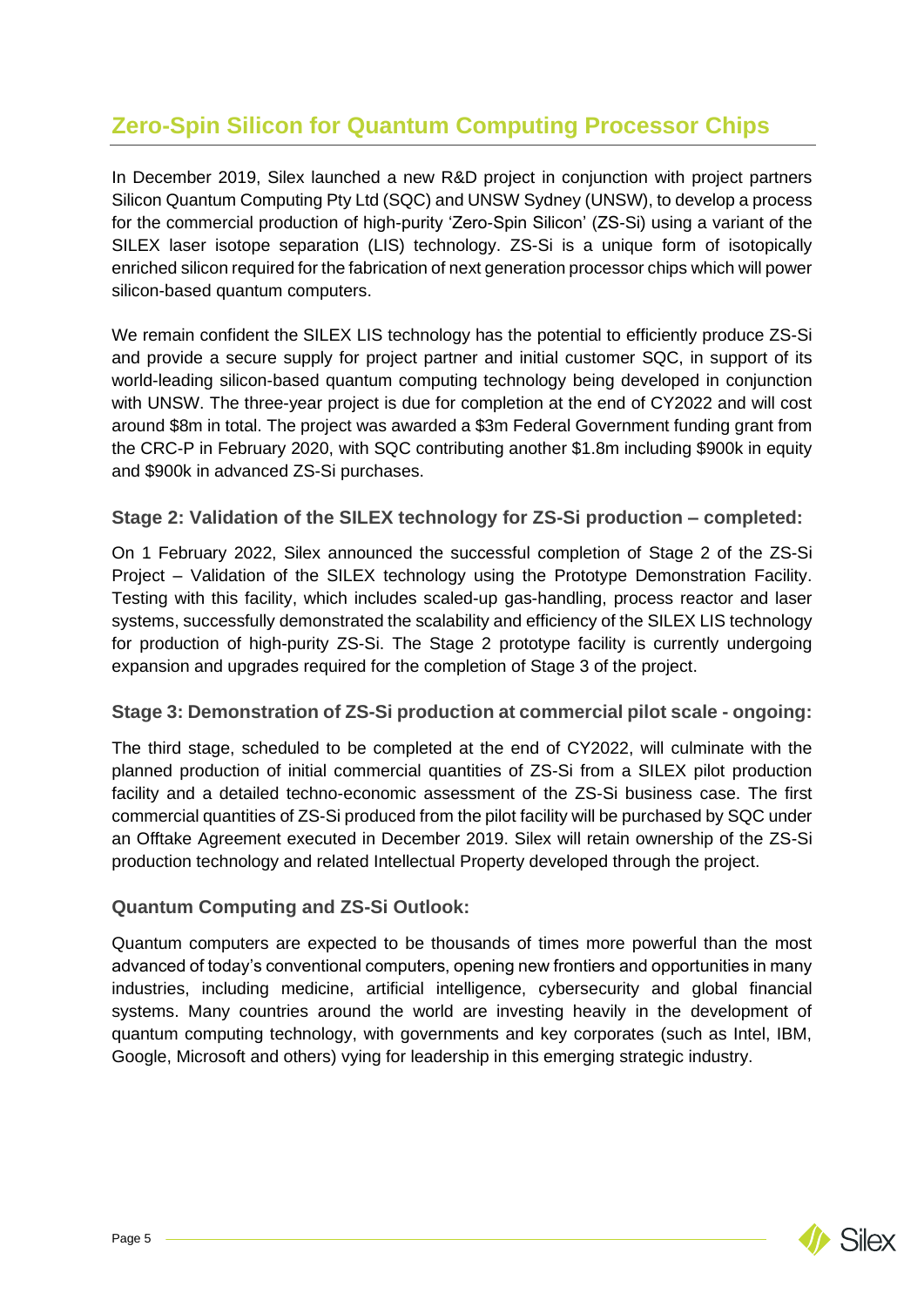## Zero-Spin Silicon for Quantum Computing Processor Chips

In December 2019, Silex launched a new R&D project in conjunction with project partners Silicon Quantum Computing Pty Ltd (SQC) and UNSW Sydney (UNSW), to develop a process for the commercial production of high-purity 'Zero-Spin Silicon' (ZS-Si) using a variant of the SILEX laser isotope separation (LIS) technology. ZS-Si is a unique form of isotopically enriched silicon required for the fabrication of next generation processor chips which will power silicon-based quantum computers.

We remain confident the SILEX LIS technology has the potential to efficiently produce ZS-Si and provide a secure supply for project partner and initial customer SQC, in support of its world-leading silicon-based quantum computing technology being developed in conjunction with UNSW. The three-year project is due for completion at the end of CY2022 and will cost around $8m in total. The project was awarded a $3m Federal Government funding grant from the CRC-P in February 2020, with SQC contributing another $1.8m including $900k in equity and $900k in advanced ZS-Si purchases.

### Stage 2: Validation of the SILEX technology for ZS-Si production – completed:

On 1 February 2022, Silex announced the successful completion of Stage 2 of the ZS-Si Project – Validation of the SILEX technology using the Prototype Demonstration Facility. Testing with this facility, which includes scaled-up gas-handling, process reactor and laser systems, successfully demonstrated the scalability and efficiency of the SILEX LIS technology for production of high-purity ZS-Si. The Stage 2 prototype facility is currently undergoing expansion and upgrades required for the completion of Stage 3 of the project.

### Stage 3: Demonstration of ZS-Si production at commercial pilot scale - ongoing:

The third stage, scheduled to be completed at the end of CY2022, will culminate with the planned production of initial commercial quantities of ZS-Si from a SILEX pilot production facility and a detailed techno-economic assessment of the ZS-Si business case. The first commercial quantities of ZS-Si produced from the pilot facility will be purchased by SQC under an Offtake Agreement executed in December 2019. Silex will retain ownership of the ZS-Si production technology and related Intellectual Property developed through the project.

### Quantum Computing and ZS-Si Outlook:

Quantum computers are expected to be thousands of times more powerful than the most advanced of today's conventional computers, opening new frontiers and opportunities in many industries, including medicine, artificial intelligence, cybersecurity and global financial systems. Many countries around the world are investing heavily in the development of quantum computing technology, with governments and key corporates (such as Intel, IBM, Google, Microsoft and others) vying for leadership in this emerging strategic industry.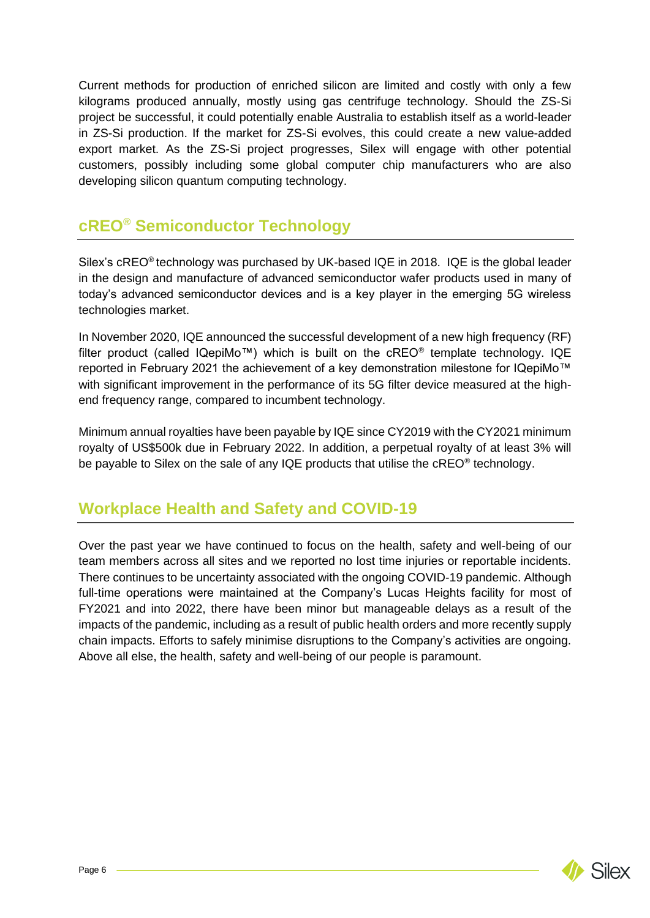Current methods for production of enriched silicon are limited and costly with only a few kilograms produced annually, mostly using gas centrifuge technology. Should the ZS-Si project be successful, it could potentially enable Australia to establish itself as a world-leader in ZS-Si production. If the market for ZS-Si evolves, this could create a new value-added export market. As the ZS-Si project progresses, Silex will engage with other potential customers, possibly including some global computer chip manufacturers who are also developing silicon quantum computing technology.

## cREO® Semiconductor Technology

Silex's cREO® technology was purchased by UK-based IQE in 2018. IQE is the global leader in the design and manufacture of advanced semiconductor wafer products used in many of today's advanced semiconductor devices and is a key player in the emerging 5G wireless technologies market.

In November 2020, IQE announced the successful development of a new high frequency (RF) filter product (called IQepiMo™) which is built on the cREO® template technology. IQE reported in February 2021 the achievement of a key demonstration milestone for IQepiMo™ with significant improvement in the performance of its 5G filter device measured at the high-end frequency range, compared to incumbent technology.

Minimum annual royalties have been payable by IQE since CY2019 with the CY2021 minimum royalty of US$500k due in February 2022. In addition, a perpetual royalty of at least 3% will be payable to Silex on the sale of any IQE products that utilise the cREO® technology.

## Workplace Health and Safety and COVID-19

Over the past year we have continued to focus on the health, safety and well-being of our team members across all sites and we reported no lost time injuries or reportable incidents. There continues to be uncertainty associated with the ongoing COVID-19 pandemic. Although full-time operations were maintained at the Company's Lucas Heights facility for most of FY2021 and into 2022, there have been minor but manageable delays as a result of the impacts of the pandemic, including as a result of public health orders and more recently supply chain impacts. Efforts to safely minimise disruptions to the Company's activities are ongoing. Above all else, the health, safety and well-being of our people is paramount.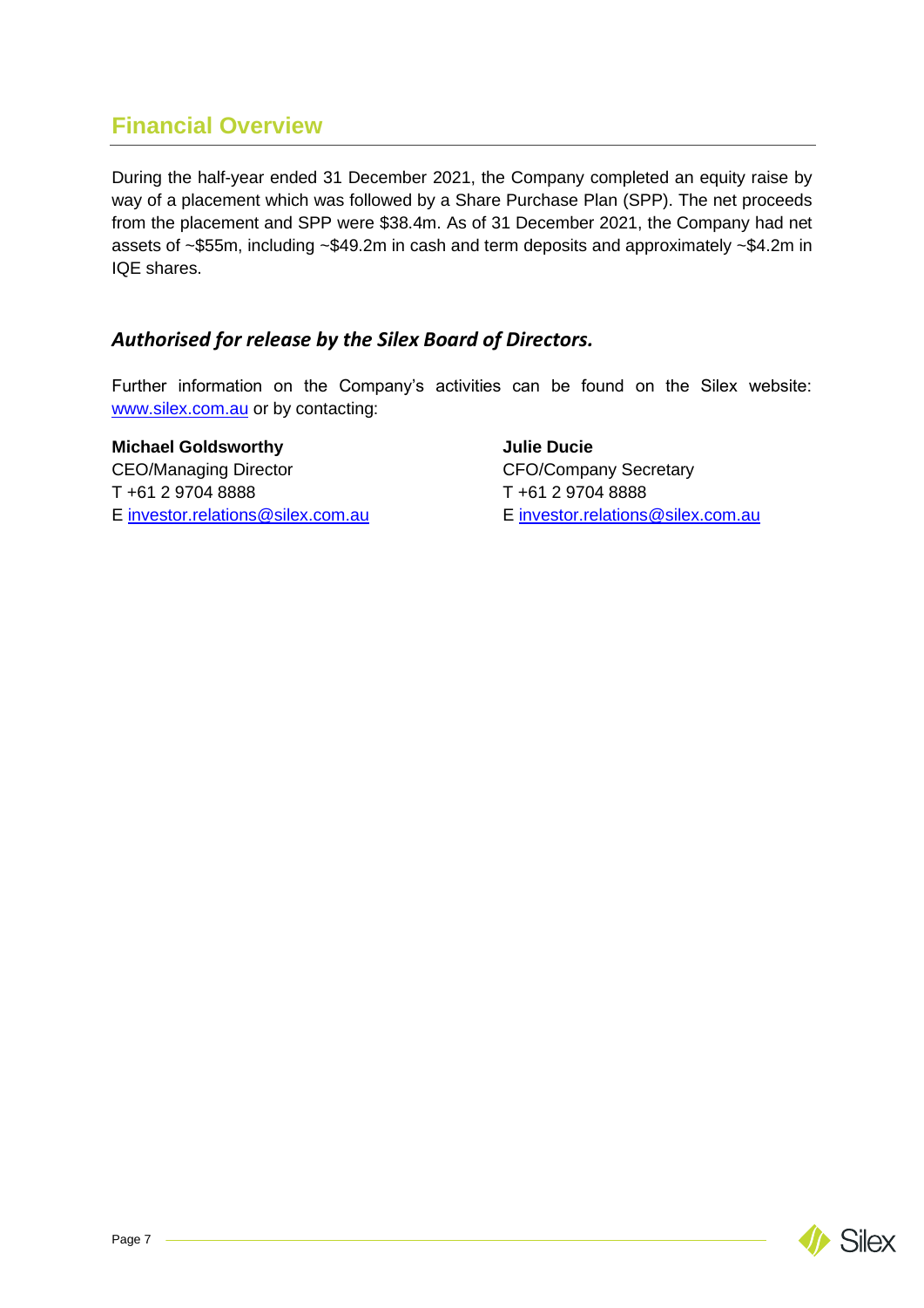## Financial Overview

During the half-year ended 31 December 2021, the Company completed an equity raise by way of a placement which was followed by a Share Purchase Plan (SPP). The net proceeds from the placement and SPP were $38.4m. As of 31 December 2021, the Company had net assets of ~$55m, including ~$49.2m in cash and term deposits and approximately ~$4.2m in IQE shares.

***Authorised for release by the Silex Board of Directors.***

Further information on the Company's activities can be found on the Silex website: www.silex.com.au or by contacting:

**Michael Goldsworthy**
CEO/Managing Director
T +61 2 9704 8888
E investor.relations@silex.com.au

**Julie Ducie**
CFO/Company Secretary
T +61 2 9704 8888
E investor.relations@silex.com.au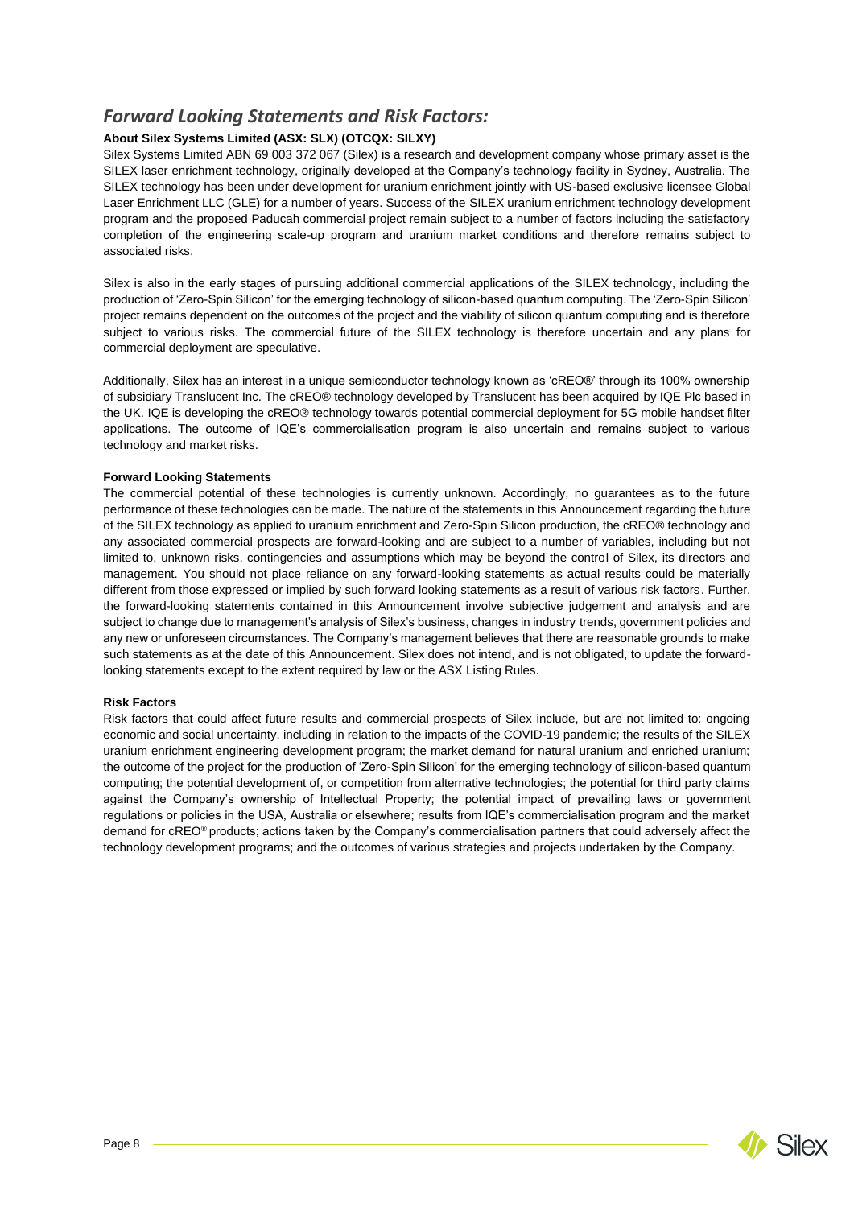## *Forward Looking Statements and Risk Factors:*

**About Silex Systems Limited (ASX: SLX) (OTCQX: SILXY)**

Silex Systems Limited ABN 69 003 372 067 (Silex) is a research and development company whose primary asset is the SILEX laser enrichment technology, originally developed at the Company's technology facility in Sydney, Australia. The SILEX technology has been under development for uranium enrichment jointly with US-based exclusive licensee Global Laser Enrichment LLC (GLE) for a number of years. Success of the SILEX uranium enrichment technology development program and the proposed Paducah commercial project remain subject to a number of factors including the satisfactory completion of the engineering scale-up program and uranium market conditions and therefore remains subject to associated risks.

Silex is also in the early stages of pursuing additional commercial applications of the SILEX technology, including the production of 'Zero-Spin Silicon' for the emerging technology of silicon-based quantum computing. The 'Zero-Spin Silicon' project remains dependent on the outcomes of the project and the viability of silicon quantum computing and is therefore subject to various risks. The commercial future of the SILEX technology is therefore uncertain and any plans for commercial deployment are speculative.

Additionally, Silex has an interest in a unique semiconductor technology known as 'cREO®' through its 100% ownership of subsidiary Translucent Inc. The cREO® technology developed by Translucent has been acquired by IQE Plc based in the UK. IQE is developing the cREO® technology towards potential commercial deployment for 5G mobile handset filter applications. The outcome of IQE's commercialisation program is also uncertain and remains subject to various technology and market risks.

**Forward Looking Statements**

The commercial potential of these technologies is currently unknown. Accordingly, no guarantees as to the future performance of these technologies can be made. The nature of the statements in this Announcement regarding the future of the SILEX technology as applied to uranium enrichment and Zero-Spin Silicon production, the cREO® technology and any associated commercial prospects are forward-looking and are subject to a number of variables, including but not limited to, unknown risks, contingencies and assumptions which may be beyond the control of Silex, its directors and management. You should not place reliance on any forward-looking statements as actual results could be materially different from those expressed or implied by such forward looking statements as a result of various risk factors. Further, the forward-looking statements contained in this Announcement involve subjective judgement and analysis and are subject to change due to management's analysis of Silex's business, changes in industry trends, government policies and any new or unforeseen circumstances. The Company's management believes that there are reasonable grounds to make such statements as at the date of this Announcement. Silex does not intend, and is not obligated, to update the forward-looking statements except to the extent required by law or the ASX Listing Rules.

**Risk Factors**

Risk factors that could affect future results and commercial prospects of Silex include, but are not limited to: ongoing economic and social uncertainty, including in relation to the impacts of the COVID-19 pandemic; the results of the SILEX uranium enrichment engineering development program; the market demand for natural uranium and enriched uranium; the outcome of the project for the production of 'Zero-Spin Silicon' for the emerging technology of silicon-based quantum computing; the potential development of, or competition from alternative technologies; the potential for third party claims against the Company's ownership of Intellectual Property; the potential impact of prevailing laws or government regulations or policies in the USA, Australia or elsewhere; results from IQE's commercialisation program and the market demand for cREO® products; actions taken by the Company's commercialisation partners that could adversely affect the technology development programs; and the outcomes of various strategies and projects undertaken by the Company.